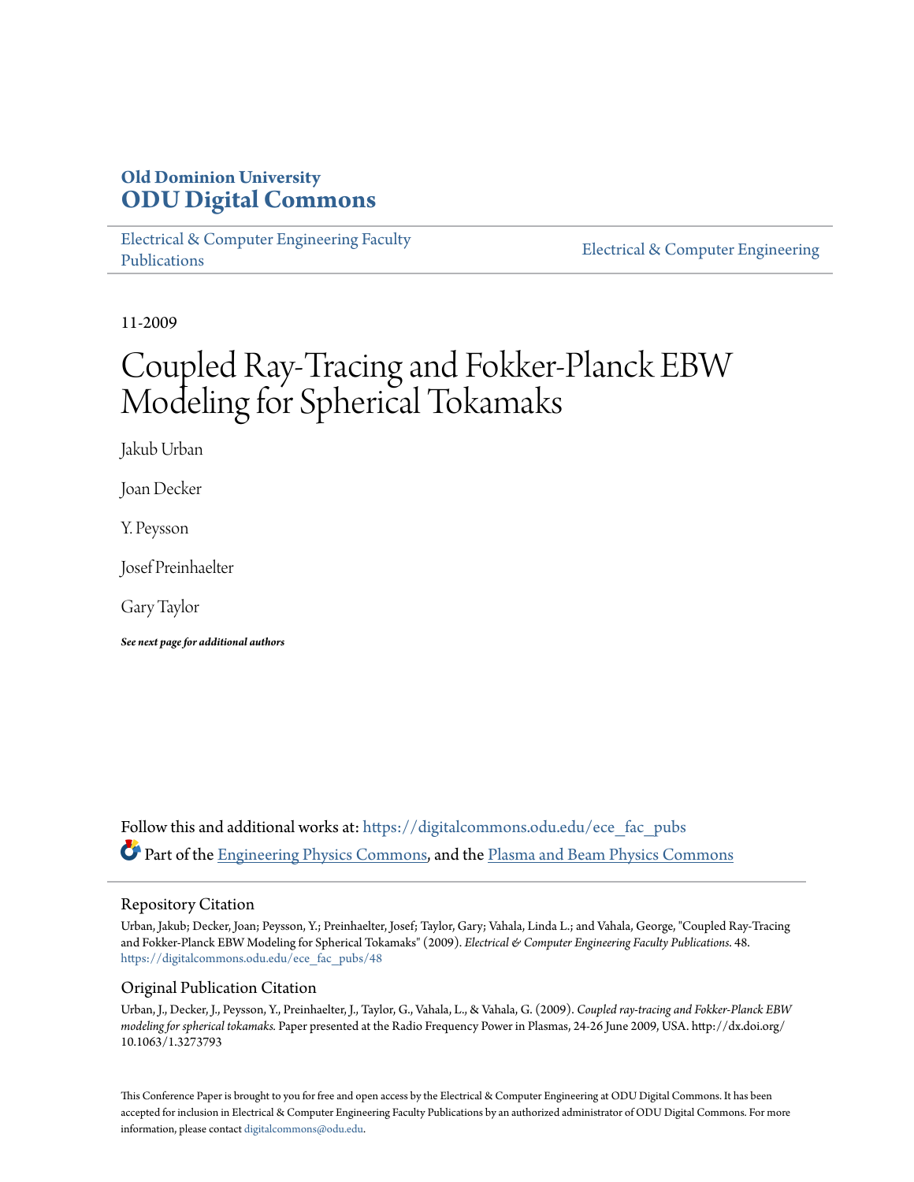**Old Dominion University**
**ODU Digital Commons**

Electrical & Computer Engineering Faculty Publications

Electrical & Computer Engineering

11-2009

# Coupled Ray-Tracing and Fokker-Planck EBW Modeling for Spherical Tokamaks

Jakub Urban

Joan Decker

Y. Peysson

Josef Preinhaelter

Gary Taylor

***See next page for additional authors***

Follow this and additional works at: https://digitalcommons.odu.edu/ece_fac_pubs

Part of the Engineering Physics Commons, and the Plasma and Beam Physics Commons

## Repository Citation

Urban, Jakub; Decker, Joan; Peysson, Y.; Preinhaelter, Josef; Taylor, Gary; Vahala, Linda L.; and Vahala, George, "Coupled Ray-Tracing and Fokker-Planck EBW Modeling for Spherical Tokamaks" (2009). *Electrical & Computer Engineering Faculty Publications*. 48.
https://digitalcommons.odu.edu/ece_fac_pubs/48

## Original Publication Citation

Urban, J., Decker, J., Peysson, Y., Preinhaelter, J., Taylor, G., Vahala, L., & Vahala, G. (2009). *Coupled ray-tracing and Fokker-Planck EBW modeling for spherical tokamaks.* Paper presented at the Radio Frequency Power in Plasmas, 24-26 June 2009, USA. http://dx.doi.org/10.1063/1.3273793

This Conference Paper is brought to you for free and open access by the Electrical & Computer Engineering at ODU Digital Commons. It has been accepted for inclusion in Electrical & Computer Engineering Faculty Publications by an authorized administrator of ODU Digital Commons. For more information, please contact digitalcommons@odu.edu.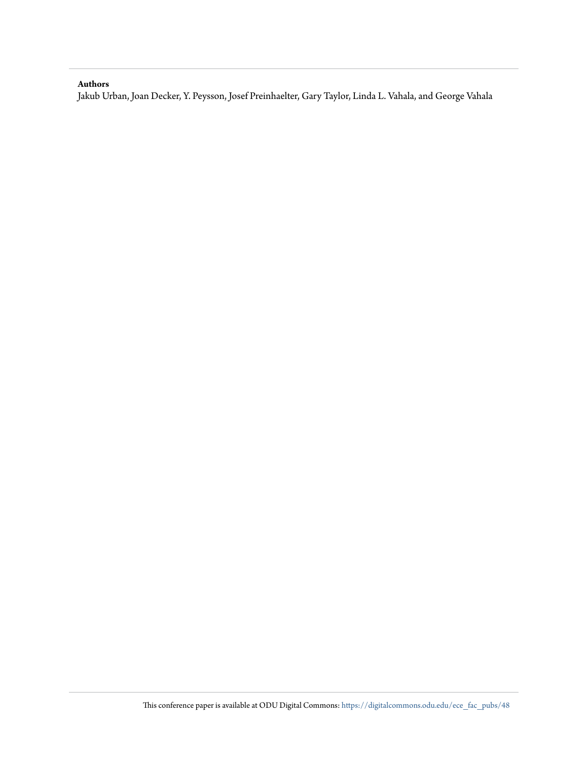**Authors**

Jakub Urban, Joan Decker, Y. Peysson, Josef Preinhaelter, Gary Taylor, Linda L. Vahala, and George Vahala

This conference paper is available at ODU Digital Commons: https://digitalcommons.odu.edu/ece_fac_pubs/48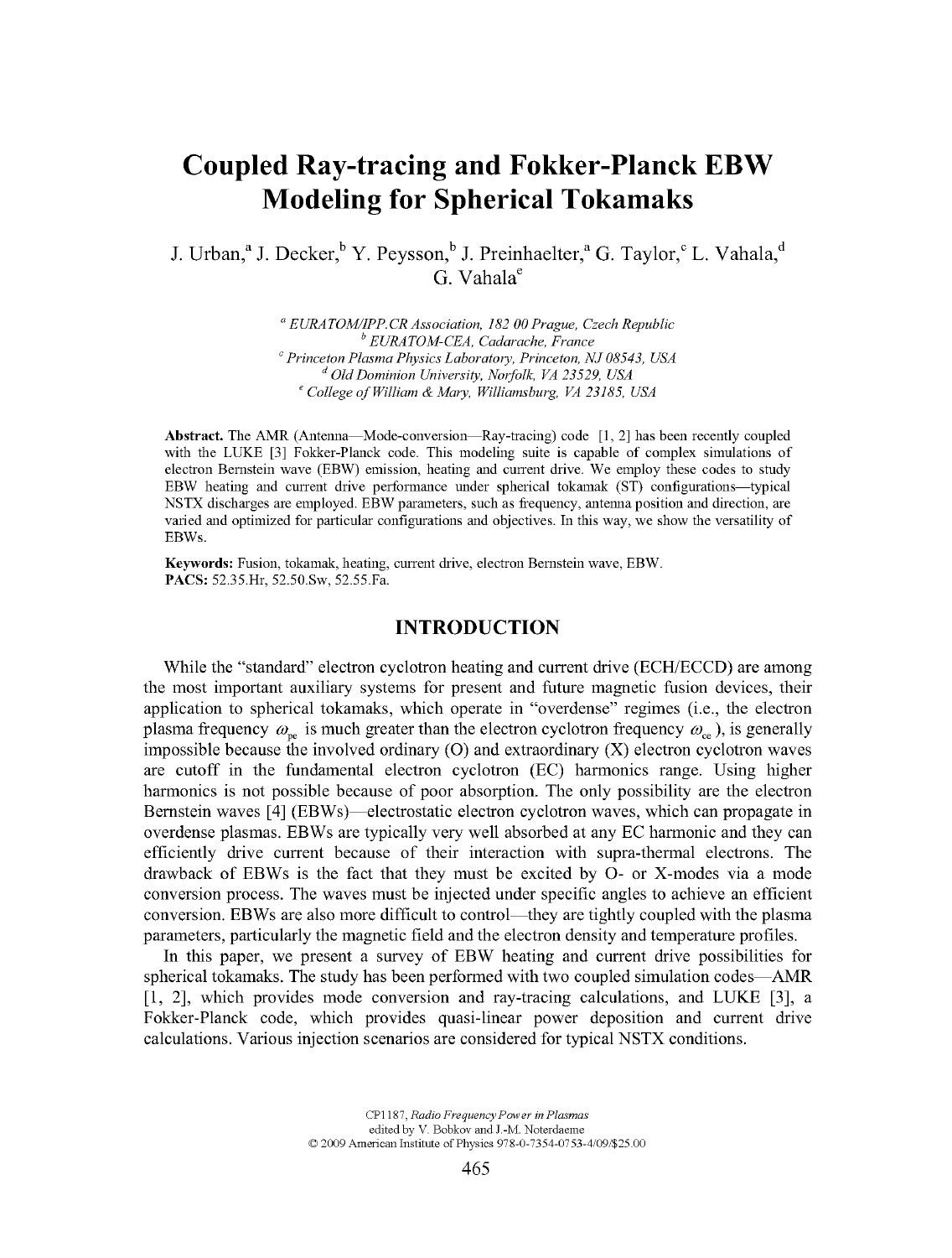# Coupled Ray-tracing and Fokker-Planck EBW Modeling for Spherical Tokamaks

J. Urban,[a] J. Decker,[b] Y. Peysson,[b] J. Preinhaelter,[a] G. Taylor,[c] L. Vahala,[d] G. Vahala[e]

[a] *EURATOM/IPP.CR Association, 182 00 Prague, Czech Republic*
[b] *EURATOM-CEA, Cadarache, France*
[c] *Princeton Plasma Physics Laboratory, Princeton, NJ 08543, USA*
[d] *Old Dominion University, Norfolk, VA 23529, USA*
[e] *College of William & Mary, Williamsburg, VA 23185, USA*

**Abstract.** The AMR (Antenna—Mode-conversion—Ray-tracing) code [1, 2] has been recently coupled with the LUKE [3] Fokker-Planck code. This modeling suite is capable of complex simulations of electron Bernstein wave (EBW) emission, heating and current drive. We employ these codes to study EBW heating and current drive performance under spherical tokamak (ST) configurations—typical NSTX discharges are employed. EBW parameters, such as frequency, antenna position and direction, are varied and optimized for particular configurations and objectives. In this way, we show the versatility of EBWs.

**Keywords:** Fusion, tokamak, heating, current drive, electron Bernstein wave, EBW.
**PACS:** 52.35.Hr, 52.50.Sw, 52.55.Fa.

## INTRODUCTION

While the "standard" electron cyclotron heating and current drive (ECH/ECCD) are among the most important auxiliary systems for present and future magnetic fusion devices, their application to spherical tokamaks, which operate in "overdense" regimes (i.e., the electron plasma frequency $\omega_{pe}$ is much greater than the electron cyclotron frequency $\omega_{ce}$), is generally impossible because the involved ordinary (O) and extraordinary (X) electron cyclotron waves are cutoff in the fundamental electron cyclotron (EC) harmonics range. Using higher harmonics is not possible because of poor absorption. The only possibility are the electron Bernstein waves [4] (EBWs)—electrostatic electron cyclotron waves, which can propagate in overdense plasmas. EBWs are typically very well absorbed at any EC harmonic and they can efficiently drive current because of their interaction with supra-thermal electrons. The drawback of EBWs is the fact that they must be excited by O- or X-modes via a mode conversion process. The waves must be injected under specific angles to achieve an efficient conversion. EBWs are also more difficult to control—they are tightly coupled with the plasma parameters, particularly the magnetic field and the electron density and temperature profiles.

In this paper, we present a survey of EBW heating and current drive possibilities for spherical tokamaks. The study has been performed with two coupled simulation codes—AMR [1, 2], which provides mode conversion and ray-tracing calculations, and LUKE [3], a Fokker-Planck code, which provides quasi-linear power deposition and current drive calculations. Various injection scenarios are considered for typical NSTX conditions.

CP1187, *Radio Frequency Power in Plasmas*
edited by V. Bobkov and J.-M. Noterdaeme
© 2009 American Institute of Physics 978-0-7354-0753-4/09/$25.00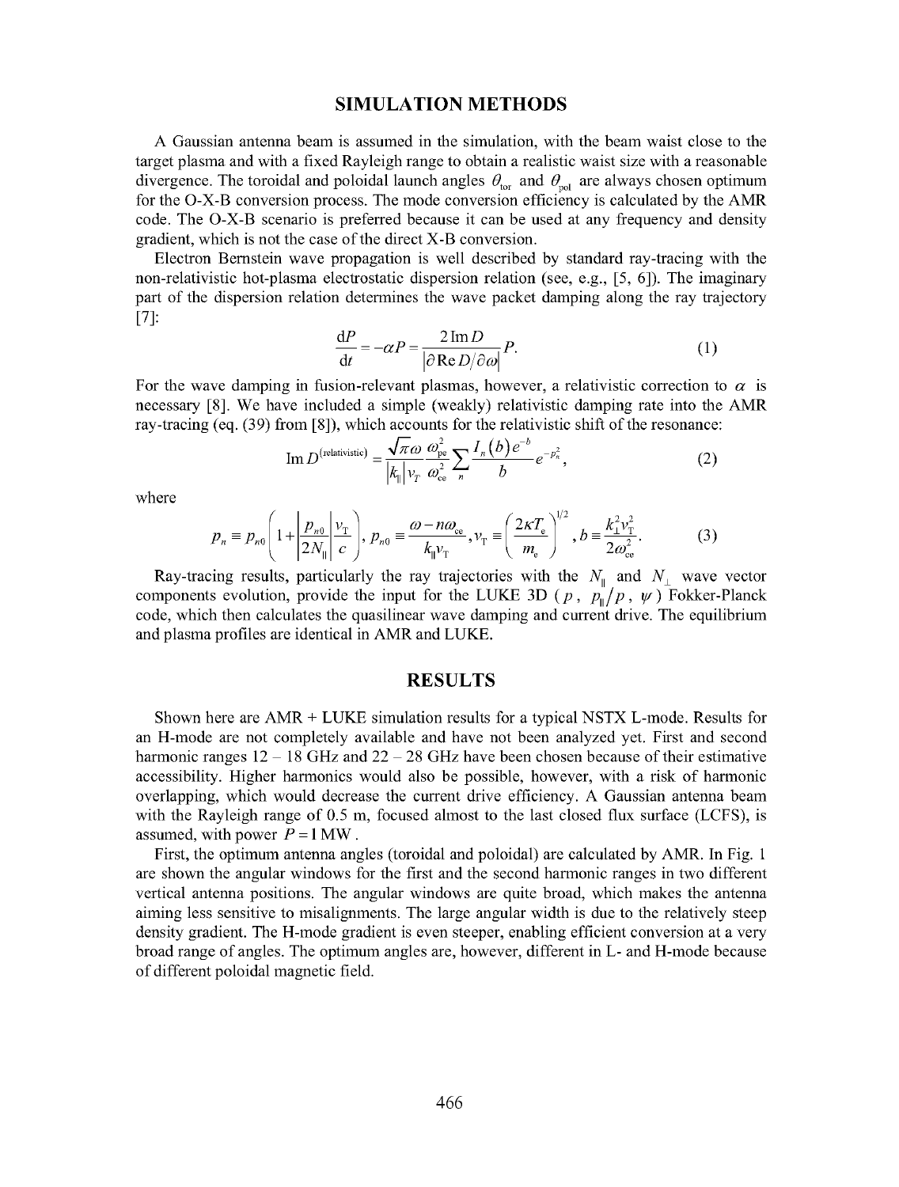## SIMULATION METHODS

A Gaussian antenna beam is assumed in the simulation, with the beam waist close to the target plasma and with a fixed Rayleigh range to obtain a realistic waist size with a reasonable divergence. The toroidal and poloidal launch angles $\theta_{\text{tor}}$ and $\theta_{\text{pol}}$ are always chosen optimum for the O-X-B conversion process. The mode conversion efficiency is calculated by the AMR code. The O-X-B scenario is preferred because it can be used at any frequency and density gradient, which is not the case of the direct X-B conversion.

Electron Bernstein wave propagation is well described by standard ray-tracing with the non-relativistic hot-plasma electrostatic dispersion relation (see, e.g., [5, 6]). The imaginary part of the dispersion relation determines the wave packet damping along the ray trajectory [7]:

$$\frac{\mathrm{d}P}{\mathrm{d}t} = -\alpha P = \frac{2\,\mathrm{Im}\,D}{\left|\partial \,\mathrm{Re}\,D/\partial\omega\right|}P. \tag{1}$$

For the wave damping in fusion-relevant plasmas, however, a relativistic correction to $\alpha$ is necessary [8]. We have included a simple (weakly) relativistic damping rate into the AMR ray-tracing (eq. (39) from [8]), which accounts for the relativistic shift of the resonance:

$$\mathrm{Im}\,D^{(\text{relativistic})} = \frac{\sqrt{\pi}\,\omega}{\left|k_{\parallel}\right| v_T}\frac{\omega_{\text{pe}}^2}{\omega_{\text{ce}}^2}\sum_n \frac{I_n(b)\,e^{-b}}{b}e^{-p_n^2}, \tag{2}$$

where

$$p_n \equiv p_{n0}\left(1+\left|\frac{p_{n0}}{2N_{\parallel}}\right|\frac{v_{\text{T}}}{c}\right),\ p_{n0} \equiv \frac{\omega - n\omega_{\text{ce}}}{k_{\parallel}v_{\text{T}}},\ v_{\text{T}} \equiv \left(\frac{2\kappa T_{\text{e}}}{m_{\text{e}}}\right)^{1/2},\ b \equiv \frac{k_{\perp}^2 v_{\text{T}}^2}{2\omega_{\text{ce}}^2}. \tag{3}$$

Ray-tracing results, particularly the ray trajectories with the $N_{\parallel}$ and $N_{\perp}$ wave vector components evolution, provide the input for the LUKE 3D ($p$, $p_{\parallel}/p$, $\psi$) Fokker-Planck code, which then calculates the quasilinear wave damping and current drive. The equilibrium and plasma profiles are identical in AMR and LUKE.

## RESULTS

Shown here are AMR + LUKE simulation results for a typical NSTX L-mode. Results for an H-mode are not completely available and have not been analyzed yet. First and second harmonic ranges 12 – 18 GHz and 22 – 28 GHz have been chosen because of their estimative accessibility. Higher harmonics would also be possible, however, with a risk of harmonic overlapping, which would decrease the current drive efficiency. A Gaussian antenna beam with the Rayleigh range of 0.5 m, focused almost to the last closed flux surface (LCFS), is assumed, with power $P = 1\,\text{MW}$.

First, the optimum antenna angles (toroidal and poloidal) are calculated by AMR. In Fig. 1 are shown the angular windows for the first and the second harmonic ranges in two different vertical antenna positions. The angular windows are quite broad, which makes the antenna aiming less sensitive to misalignments. The large angular width is due to the relatively steep density gradient. The H-mode gradient is even steeper, enabling efficient conversion at a very broad range of angles. The optimum angles are, however, different in L- and H-mode because of different poloidal magnetic field.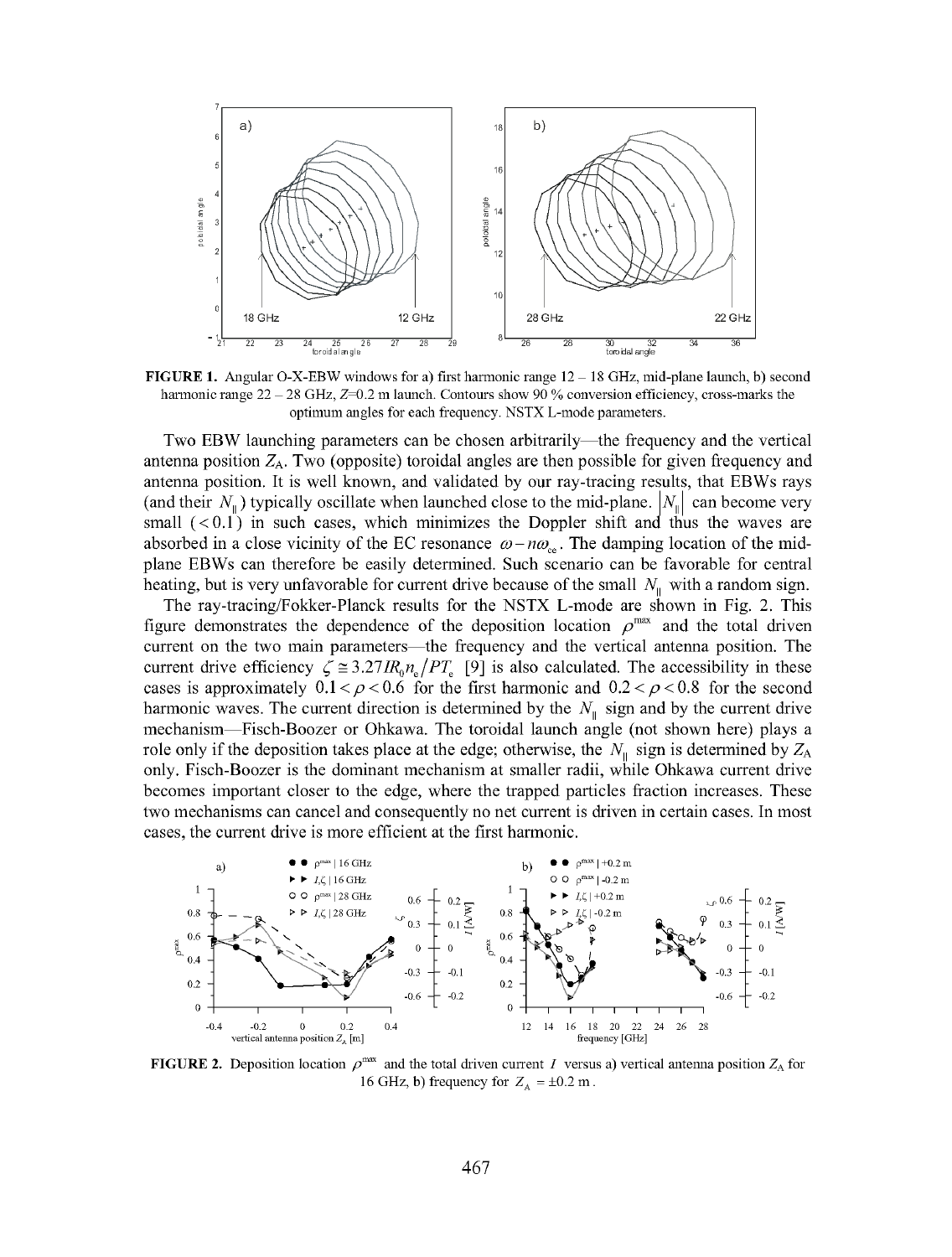**FIGURE 1.** Angular O-X-EBW windows for a) first harmonic range 12 – 18 GHz, mid-plane launch, b) second harmonic range 22 – 28 GHz, $Z$=0.2 m launch. Contours show 90 % conversion efficiency, cross-marks the optimum angles for each frequency. NSTX L-mode parameters.

Two EBW launching parameters can be chosen arbitrarily—the frequency and the vertical antenna position $Z_A$. Two (opposite) toroidal angles are then possible for given frequency and antenna position. It is well known, and validated by our ray-tracing results, that EBWs rays (and their $N_{\parallel}$) typically oscillate when launched close to the mid-plane. $|N_{\parallel}|$ can become very small ($<0.1$) in such cases, which minimizes the Doppler shift and thus the waves are absorbed in a close vicinity of the EC resonance $\omega - n\omega_{ce}$. The damping location of the mid-plane EBWs can therefore be easily determined. Such scenario can be favorable for central heating, but is very unfavorable for current drive because of the small $N_{\parallel}$ with a random sign.

The ray-tracing/Fokker-Planck results for the NSTX L-mode are shown in Fig. 2. This figure demonstrates the dependence of the deposition location $\rho^{max}$ and the total driven current on the two main parameters—the frequency and the vertical antenna position. The current drive efficiency $\zeta \cong 3.27 I R_0 n_e / P T_e$ [9] is also calculated. The accessibility in these cases is approximately $0.1 < \rho < 0.6$ for the first harmonic and $0.2 < \rho < 0.8$ for the second harmonic waves. The current direction is determined by the $N_{\parallel}$ sign and by the current drive mechanism—Fisch-Boozer or Ohkawa. The toroidal launch angle (not shown here) plays a role only if the deposition takes place at the edge; otherwise, the $N_{\parallel}$ sign is determined by $Z_A$ only. Fisch-Boozer is the dominant mechanism at smaller radii, while Ohkawa current drive becomes important closer to the edge, where the trapped particles fraction increases. These two mechanisms can cancel and consequently no net current is driven in certain cases. In most cases, the current drive is more efficient at the first harmonic.

**FIGURE 2.** Deposition location $\rho^{max}$ and the total driven current $I$ versus a) vertical antenna position $Z_A$ for 16 GHz, b) frequency for $Z_A = \pm 0.2$ m.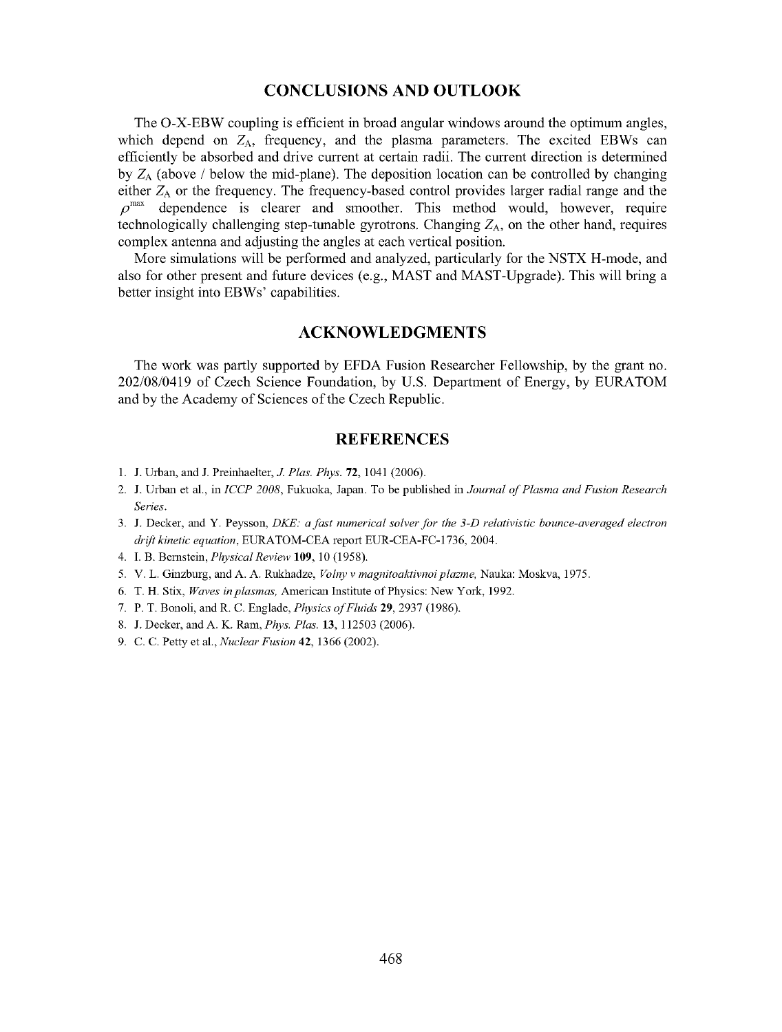## CONCLUSIONS AND OUTLOOK

The O-X-EBW coupling is efficient in broad angular windows around the optimum angles, which depend on $Z_A$, frequency, and the plasma parameters. The excited EBWs can efficiently be absorbed and drive current at certain radii. The current direction is determined by $Z_A$ (above / below the mid-plane). The deposition location can be controlled by changing either $Z_A$ or the frequency. The frequency-based control provides larger radial range and the $\rho^{max}$ dependence is clearer and smoother. This method would, however, require technologically challenging step-tunable gyrotrons. Changing $Z_A$, on the other hand, requires complex antenna and adjusting the angles at each vertical position.

More simulations will be performed and analyzed, particularly for the NSTX H-mode, and also for other present and future devices (e.g., MAST and MAST-Upgrade). This will bring a better insight into EBWs' capabilities.

## ACKNOWLEDGMENTS

The work was partly supported by EFDA Fusion Researcher Fellowship, by the grant no. 202/08/0419 of Czech Science Foundation, by U.S. Department of Energy, by EURATOM and by the Academy of Sciences of the Czech Republic.

## REFERENCES

1. J. Urban, and J. Preinhaelter, *J. Plas. Phys.* **72**, 1041 (2006).
2. J. Urban et al., in *ICCP 2008*, Fukuoka, Japan. To be published in *Journal of Plasma and Fusion Research Series*.
3. J. Decker, and Y. Peysson, *DKE: a fast numerical solver for the 3-D relativistic bounce-averaged electron drift kinetic equation*, EURATOM-CEA report EUR-CEA-FC-1736, 2004.
4. I. B. Bernstein, *Physical Review* **109**, 10 (1958).
5. V. L. Ginzburg, and A. A. Rukhadze, *Volny v magnitoaktivnoi plazme*, Nauka: Moskva, 1975.
6. T. H. Stix, *Waves in plasmas*, American Institute of Physics: New York, 1992.
7. P. T. Bonoli, and R. C. Englade, *Physics of Fluids* **29**, 2937 (1986).
8. J. Decker, and A. K. Ram, *Phys. Plas.* **13**, 112503 (2006).
9. C. C. Petty et al., *Nuclear Fusion* **42**, 1366 (2002).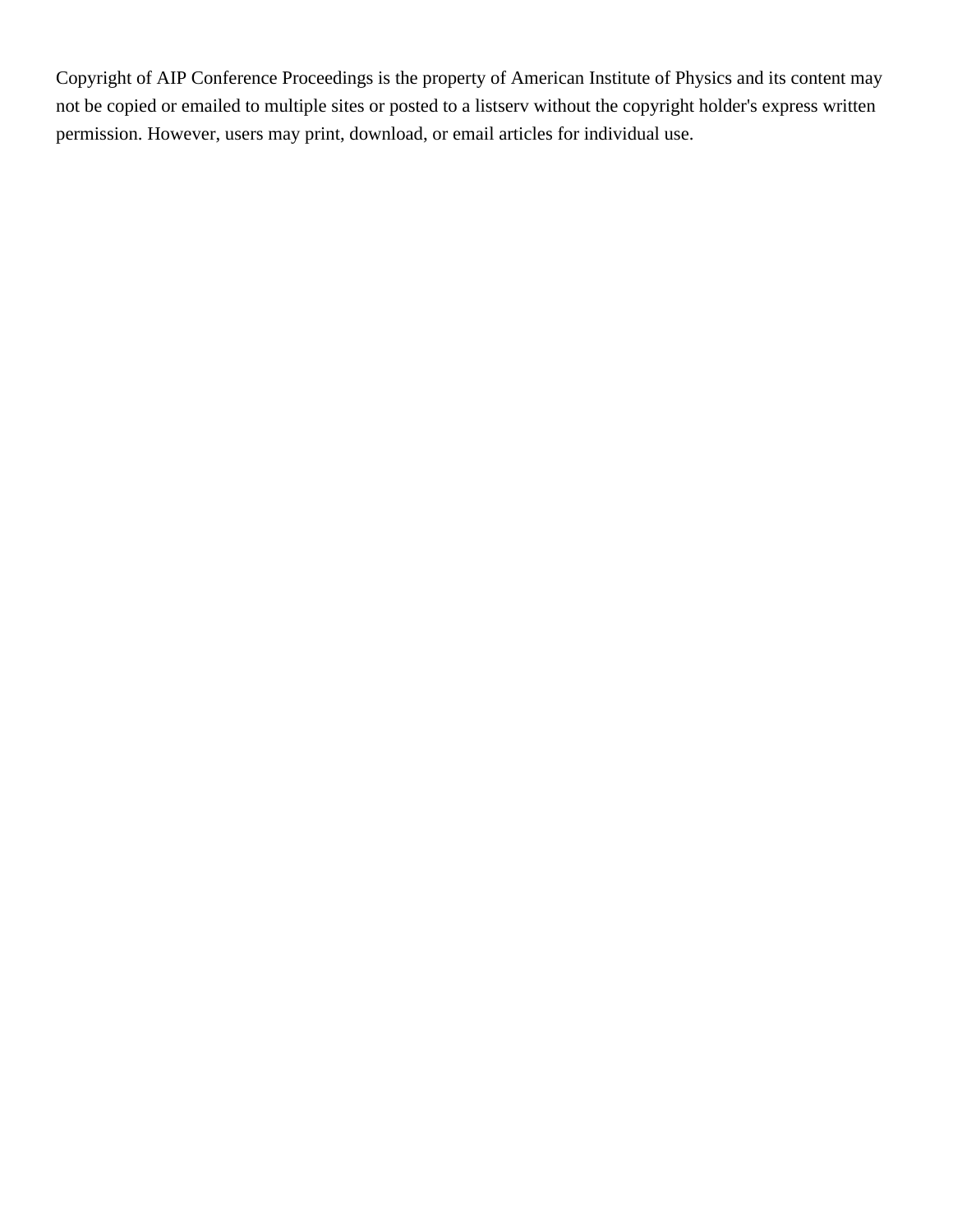Copyright of AIP Conference Proceedings is the property of American Institute of Physics and its content may not be copied or emailed to multiple sites or posted to a listserv without the copyright holder's express written permission. However, users may print, download, or email articles for individual use.